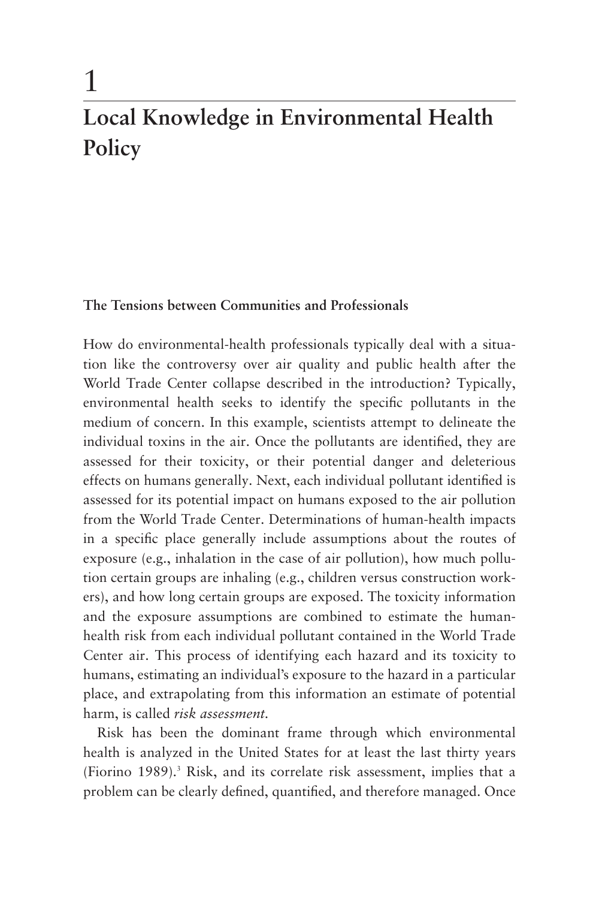# 1

# Local Knowledge in Environmental Health Policy

### The Tensions between Communities and Professionals

How do environmental-health professionals typically deal with a situation like the controversy over air quality and public health after the World Trade Center collapse described in the introduction? Typically, environmental health seeks to identify the specific pollutants in the medium of concern. In this example, scientists attempt to delineate the individual toxins in the air. Once the pollutants are identified, they are assessed for their toxicity, or their potential danger and deleterious effects on humans generally. Next, each individual pollutant identified is assessed for its potential impact on humans exposed to the air pollution from the World Trade Center. Determinations of human-health impacts in a specific place generally include assumptions about the routes of exposure (e.g., inhalation in the case of air pollution), how much pollution certain groups are inhaling (e.g., children versus construction workers), and how long certain groups are exposed. The toxicity information and the exposure assumptions are combined to estimate the human-health risk from each individual pollutant contained in the World Trade Center air. This process of identifying each hazard and its toxicity to humans, estimating an individual's exposure to the hazard in a particular place, and extrapolating from this information an estimate of potential harm, is called *risk assessment*.

Risk has been the dominant frame through which environmental health is analyzed in the United States for at least the last thirty years (Fiorino 1989).[3] Risk, and its correlate risk assessment, implies that a problem can be clearly defined, quantified, and therefore managed. Once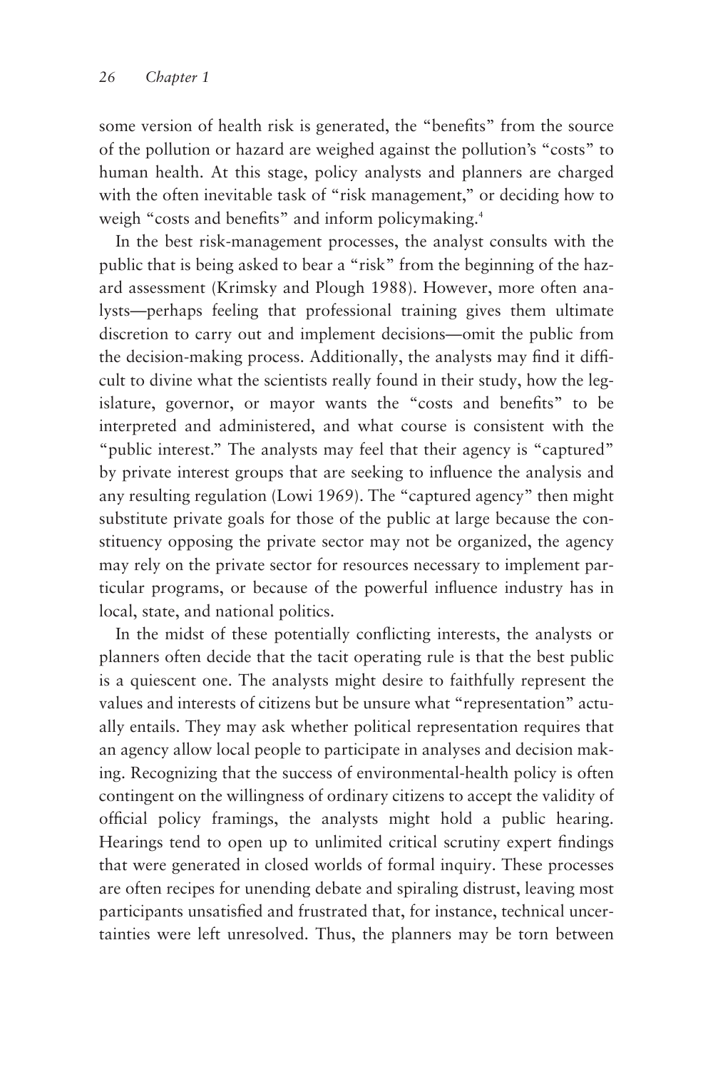some version of health risk is generated, the "benefits" from the source of the pollution or hazard are weighed against the pollution's "costs" to human health. At this stage, policy analysts and planners are charged with the often inevitable task of "risk management," or deciding how to weigh "costs and benefits" and inform policymaking.[4]

In the best risk-management processes, the analyst consults with the public that is being asked to bear a "risk" from the beginning of the hazard assessment (Krimsky and Plough 1988). However, more often analysts—perhaps feeling that professional training gives them ultimate discretion to carry out and implement decisions—omit the public from the decision-making process. Additionally, the analysts may find it difficult to divine what the scientists really found in their study, how the legislature, governor, or mayor wants the "costs and benefits" to be interpreted and administered, and what course is consistent with the "public interest." The analysts may feel that their agency is "captured" by private interest groups that are seeking to influence the analysis and any resulting regulation (Lowi 1969). The "captured agency" then might substitute private goals for those of the public at large because the constituency opposing the private sector may not be organized, the agency may rely on the private sector for resources necessary to implement particular programs, or because of the powerful influence industry has in local, state, and national politics.

In the midst of these potentially conflicting interests, the analysts or planners often decide that the tacit operating rule is that the best public is a quiescent one. The analysts might desire to faithfully represent the values and interests of citizens but be unsure what "representation" actually entails. They may ask whether political representation requires that an agency allow local people to participate in analyses and decision making. Recognizing that the success of environmental-health policy is often contingent on the willingness of ordinary citizens to accept the validity of official policy framings, the analysts might hold a public hearing. Hearings tend to open up to unlimited critical scrutiny expert findings that were generated in closed worlds of formal inquiry. These processes are often recipes for unending debate and spiraling distrust, leaving most participants unsatisfied and frustrated that, for instance, technical uncertainties were left unresolved. Thus, the planners may be torn between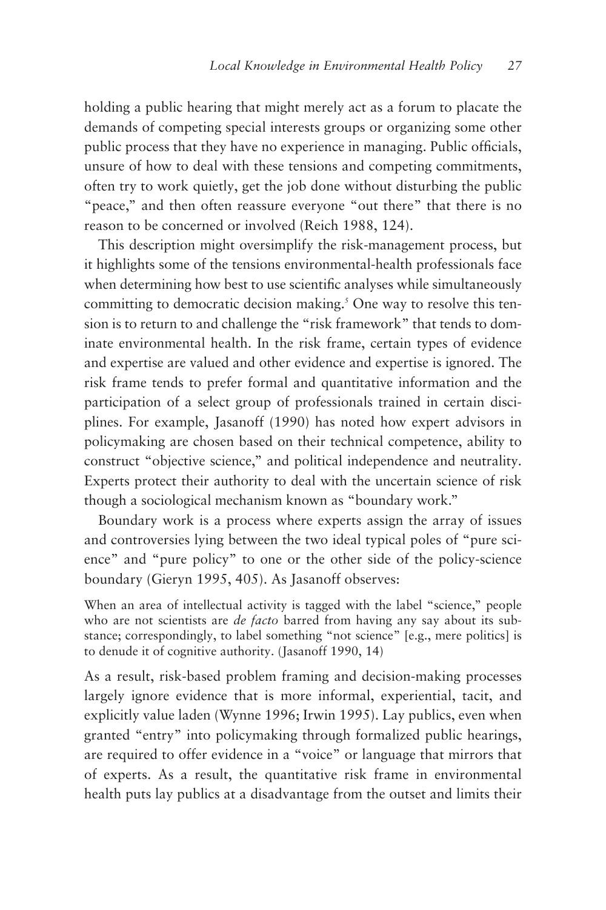holding a public hearing that might merely act as a forum to placate the demands of competing special interests groups or organizing some other public process that they have no experience in managing. Public officials, unsure of how to deal with these tensions and competing commitments, often try to work quietly, get the job done without disturbing the public "peace," and then often reassure everyone "out there" that there is no reason to be concerned or involved (Reich 1988, 124).

This description might oversimplify the risk-management process, but it highlights some of the tensions environmental-health professionals face when determining how best to use scientific analyses while simultaneously committing to democratic decision making.[5] One way to resolve this tension is to return to and challenge the "risk framework" that tends to dominate environmental health. In the risk frame, certain types of evidence and expertise are valued and other evidence and expertise is ignored. The risk frame tends to prefer formal and quantitative information and the participation of a select group of professionals trained in certain disciplines. For example, Jasanoff (1990) has noted how expert advisors in policymaking are chosen based on their technical competence, ability to construct "objective science," and political independence and neutrality. Experts protect their authority to deal with the uncertain science of risk though a sociological mechanism known as "boundary work."

Boundary work is a process where experts assign the array of issues and controversies lying between the two ideal typical poles of "pure science" and "pure policy" to one or the other side of the policy-science boundary (Gieryn 1995, 405). As Jasanoff observes:

> When an area of intellectual activity is tagged with the label "science," people who are not scientists are *de facto* barred from having any say about its substance; correspondingly, to label something "not science" [e.g., mere politics] is to denude it of cognitive authority. (Jasanoff 1990, 14)

As a result, risk-based problem framing and decision-making processes largely ignore evidence that is more informal, experiential, tacit, and explicitly value laden (Wynne 1996; Irwin 1995). Lay publics, even when granted "entry" into policymaking through formalized public hearings, are required to offer evidence in a "voice" or language that mirrors that of experts. As a result, the quantitative risk frame in environmental health puts lay publics at a disadvantage from the outset and limits their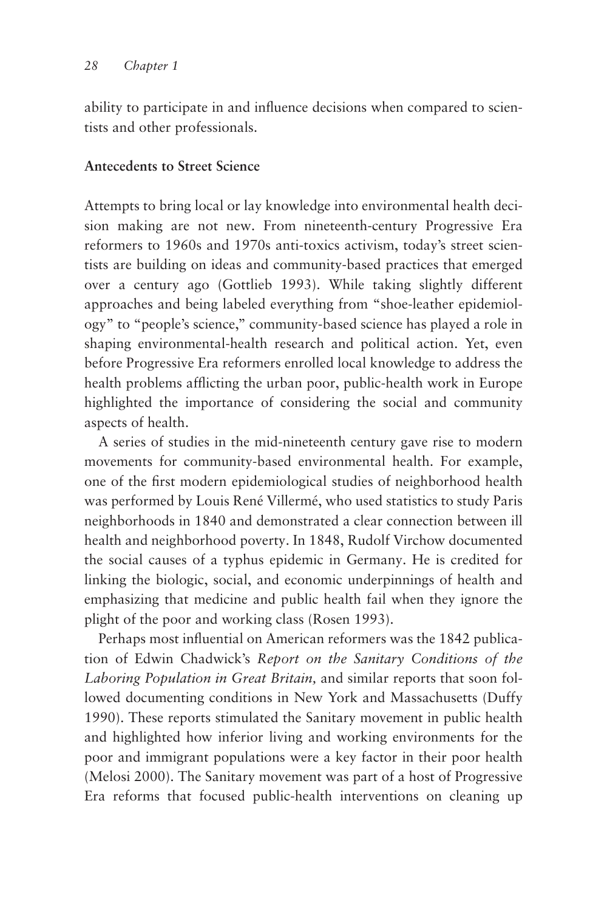ability to participate in and influence decisions when compared to scientists and other professionals.

## Antecedents to Street Science

Attempts to bring local or lay knowledge into environmental health decision making are not new. From nineteenth-century Progressive Era reformers to 1960s and 1970s anti-toxics activism, today's street scientists are building on ideas and community-based practices that emerged over a century ago (Gottlieb 1993). While taking slightly different approaches and being labeled everything from "shoe-leather epidemiology" to "people's science," community-based science has played a role in shaping environmental-health research and political action. Yet, even before Progressive Era reformers enrolled local knowledge to address the health problems afflicting the urban poor, public-health work in Europe highlighted the importance of considering the social and community aspects of health.

A series of studies in the mid-nineteenth century gave rise to modern movements for community-based environmental health. For example, one of the first modern epidemiological studies of neighborhood health was performed by Louis René Villermé, who used statistics to study Paris neighborhoods in 1840 and demonstrated a clear connection between ill health and neighborhood poverty. In 1848, Rudolf Virchow documented the social causes of a typhus epidemic in Germany. He is credited for linking the biologic, social, and economic underpinnings of health and emphasizing that medicine and public health fail when they ignore the plight of the poor and working class (Rosen 1993).

Perhaps most influential on American reformers was the 1842 publication of Edwin Chadwick's *Report on the Sanitary Conditions of the Laboring Population in Great Britain,* and similar reports that soon followed documenting conditions in New York and Massachusetts (Duffy 1990). These reports stimulated the Sanitary movement in public health and highlighted how inferior living and working environments for the poor and immigrant populations were a key factor in their poor health (Melosi 2000). The Sanitary movement was part of a host of Progressive Era reforms that focused public-health interventions on cleaning up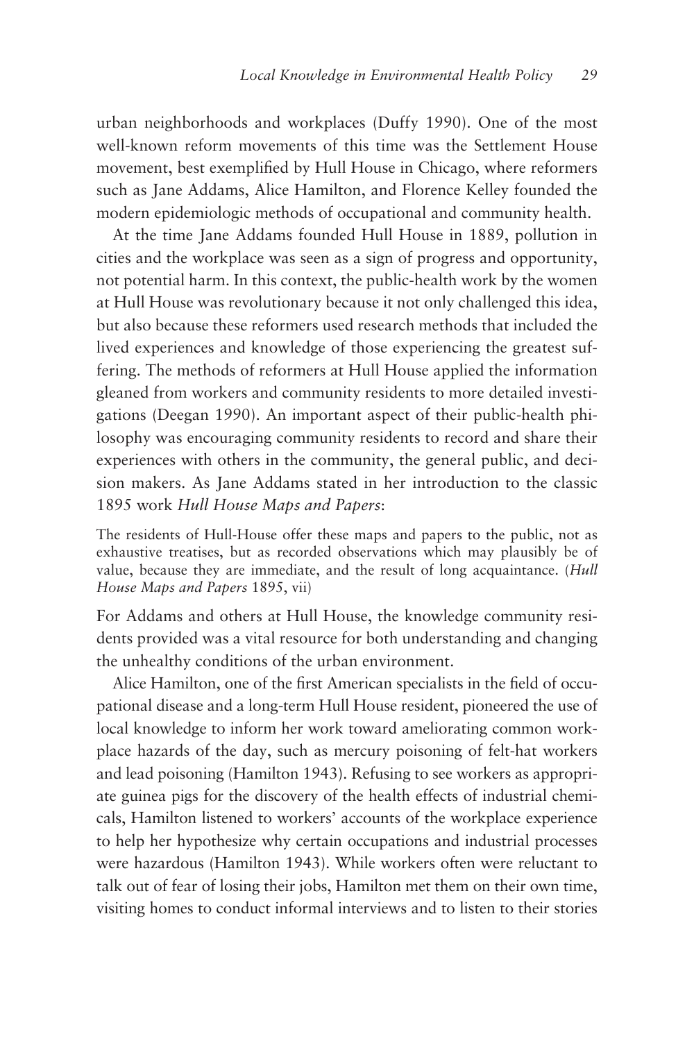urban neighborhoods and workplaces (Duffy 1990). One of the most well-known reform movements of this time was the Settlement House movement, best exemplified by Hull House in Chicago, where reformers such as Jane Addams, Alice Hamilton, and Florence Kelley founded the modern epidemiologic methods of occupational and community health.

At the time Jane Addams founded Hull House in 1889, pollution in cities and the workplace was seen as a sign of progress and opportunity, not potential harm. In this context, the public-health work by the women at Hull House was revolutionary because it not only challenged this idea, but also because these reformers used research methods that included the lived experiences and knowledge of those experiencing the greatest suffering. The methods of reformers at Hull House applied the information gleaned from workers and community residents to more detailed investigations (Deegan 1990). An important aspect of their public-health philosophy was encouraging community residents to record and share their experiences with others in the community, the general public, and decision makers. As Jane Addams stated in her introduction to the classic 1895 work *Hull House Maps and Papers*:

> The residents of Hull-House offer these maps and papers to the public, not as exhaustive treatises, but as recorded observations which may plausibly be of value, because they are immediate, and the result of long acquaintance. (*Hull House Maps and Papers* 1895, vii)

For Addams and others at Hull House, the knowledge community residents provided was a vital resource for both understanding and changing the unhealthy conditions of the urban environment.

Alice Hamilton, one of the first American specialists in the field of occupational disease and a long-term Hull House resident, pioneered the use of local knowledge to inform her work toward ameliorating common workplace hazards of the day, such as mercury poisoning of felt-hat workers and lead poisoning (Hamilton 1943). Refusing to see workers as appropriate guinea pigs for the discovery of the health effects of industrial chemicals, Hamilton listened to workers' accounts of the workplace experience to help her hypothesize why certain occupations and industrial processes were hazardous (Hamilton 1943). While workers often were reluctant to talk out of fear of losing their jobs, Hamilton met them on their own time, visiting homes to conduct informal interviews and to listen to their stories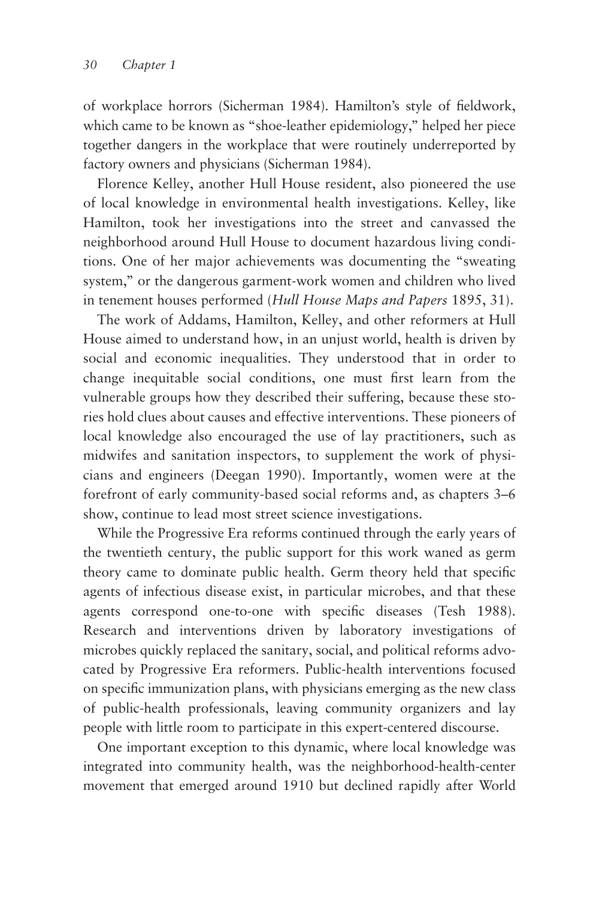of workplace horrors (Sicherman 1984). Hamilton's style of fieldwork, which came to be known as "shoe-leather epidemiology," helped her piece together dangers in the workplace that were routinely underreported by factory owners and physicians (Sicherman 1984).

Florence Kelley, another Hull House resident, also pioneered the use of local knowledge in environmental health investigations. Kelley, like Hamilton, took her investigations into the street and canvassed the neighborhood around Hull House to document hazardous living conditions. One of her major achievements was documenting the "sweating system," or the dangerous garment-work women and children who lived in tenement houses performed (*Hull House Maps and Papers* 1895, 31).

The work of Addams, Hamilton, Kelley, and other reformers at Hull House aimed to understand how, in an unjust world, health is driven by social and economic inequalities. They understood that in order to change inequitable social conditions, one must first learn from the vulnerable groups how they described their suffering, because these stories hold clues about causes and effective interventions. These pioneers of local knowledge also encouraged the use of lay practitioners, such as midwifes and sanitation inspectors, to supplement the work of physicians and engineers (Deegan 1990). Importantly, women were at the forefront of early community-based social reforms and, as chapters 3–6 show, continue to lead most street science investigations.

While the Progressive Era reforms continued through the early years of the twentieth century, the public support for this work waned as germ theory came to dominate public health. Germ theory held that specific agents of infectious disease exist, in particular microbes, and that these agents correspond one-to-one with specific diseases (Tesh 1988). Research and interventions driven by laboratory investigations of microbes quickly replaced the sanitary, social, and political reforms advocated by Progressive Era reformers. Public-health interventions focused on specific immunization plans, with physicians emerging as the new class of public-health professionals, leaving community organizers and lay people with little room to participate in this expert-centered discourse.

One important exception to this dynamic, where local knowledge was integrated into community health, was the neighborhood-health-center movement that emerged around 1910 but declined rapidly after World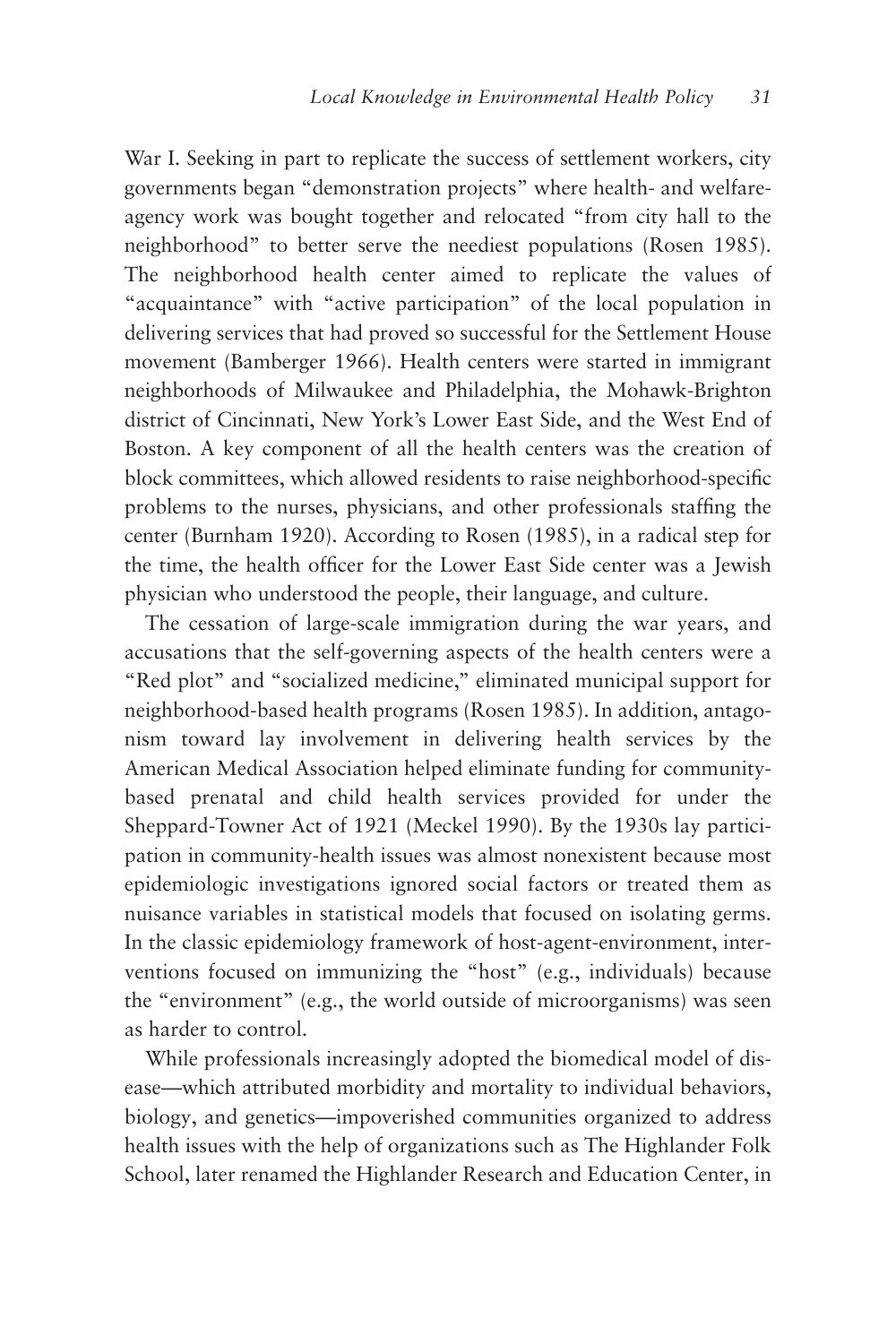War I. Seeking in part to replicate the success of settlement workers, city governments began "demonstration projects" where health- and welfare-agency work was bought together and relocated "from city hall to the neighborhood" to better serve the neediest populations (Rosen 1985). The neighborhood health center aimed to replicate the values of "acquaintance" with "active participation" of the local population in delivering services that had proved so successful for the Settlement House movement (Bamberger 1966). Health centers were started in immigrant neighborhoods of Milwaukee and Philadelphia, the Mohawk-Brighton district of Cincinnati, New York's Lower East Side, and the West End of Boston. A key component of all the health centers was the creation of block committees, which allowed residents to raise neighborhood-specific problems to the nurses, physicians, and other professionals staffing the center (Burnham 1920). According to Rosen (1985), in a radical step for the time, the health officer for the Lower East Side center was a Jewish physician who understood the people, their language, and culture.

The cessation of large-scale immigration during the war years, and accusations that the self-governing aspects of the health centers were a "Red plot" and "socialized medicine," eliminated municipal support for neighborhood-based health programs (Rosen 1985). In addition, antagonism toward lay involvement in delivering health services by the American Medical Association helped eliminate funding for community-based prenatal and child health services provided for under the Sheppard-Towner Act of 1921 (Meckel 1990). By the 1930s lay participation in community-health issues was almost nonexistent because most epidemiologic investigations ignored social factors or treated them as nuisance variables in statistical models that focused on isolating germs. In the classic epidemiology framework of host-agent-environment, interventions focused on immunizing the "host" (e.g., individuals) because the "environment" (e.g., the world outside of microorganisms) was seen as harder to control.

While professionals increasingly adopted the biomedical model of disease—which attributed morbidity and mortality to individual behaviors, biology, and genetics—impoverished communities organized to address health issues with the help of organizations such as The Highlander Folk School, later renamed the Highlander Research and Education Center, in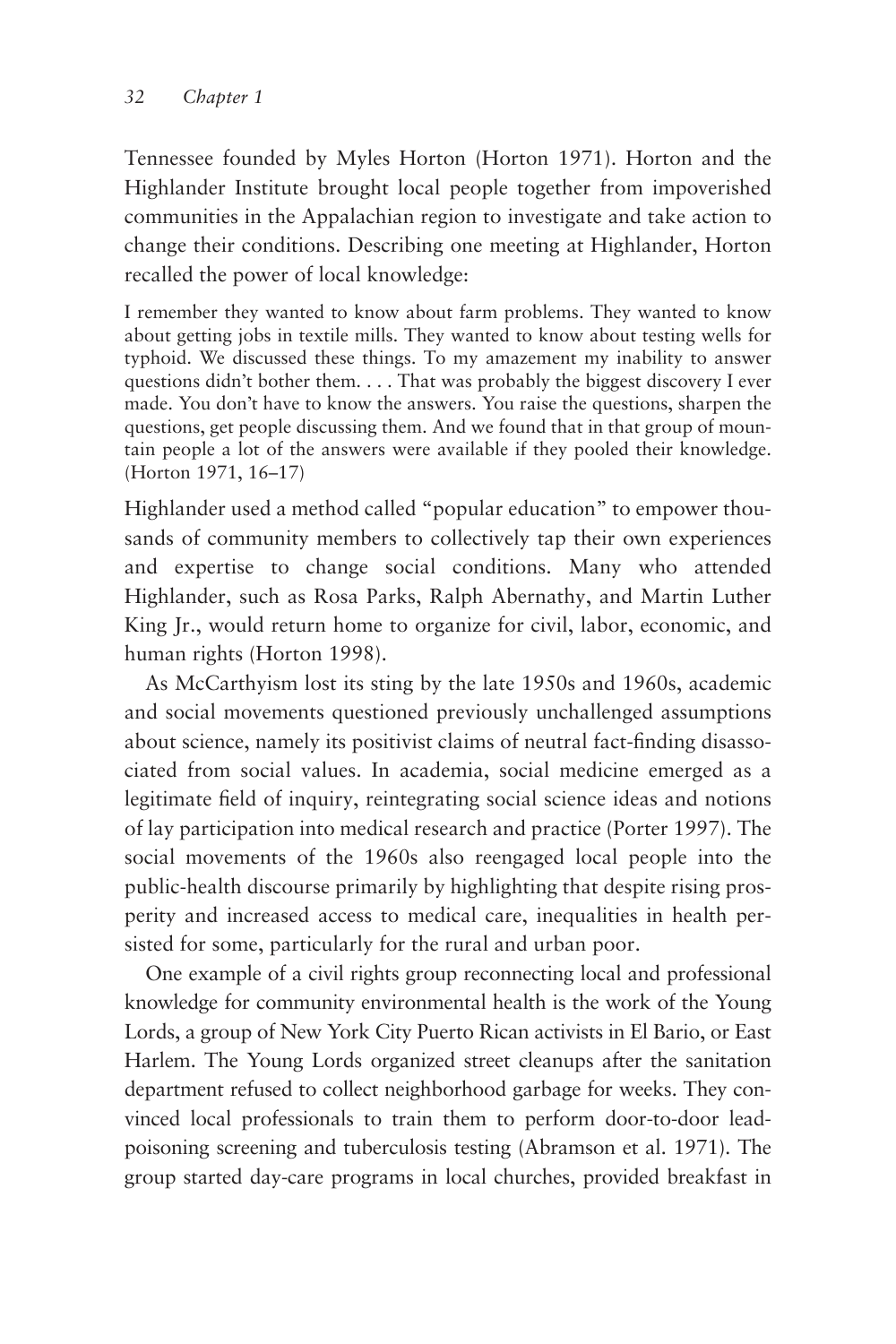Tennessee founded by Myles Horton (Horton 1971). Horton and the Highlander Institute brought local people together from impoverished communities in the Appalachian region to investigate and take action to change their conditions. Describing one meeting at Highlander, Horton recalled the power of local knowledge:

> I remember they wanted to know about farm problems. They wanted to know about getting jobs in textile mills. They wanted to know about testing wells for typhoid. We discussed these things. To my amazement my inability to answer questions didn't bother them. . . . That was probably the biggest discovery I ever made. You don't have to know the answers. You raise the questions, sharpen the questions, get people discussing them. And we found that in that group of mountain people a lot of the answers were available if they pooled their knowledge. (Horton 1971, 16–17)

Highlander used a method called "popular education" to empower thousands of community members to collectively tap their own experiences and expertise to change social conditions. Many who attended Highlander, such as Rosa Parks, Ralph Abernathy, and Martin Luther King Jr., would return home to organize for civil, labor, economic, and human rights (Horton 1998).

As McCarthyism lost its sting by the late 1950s and 1960s, academic and social movements questioned previously unchallenged assumptions about science, namely its positivist claims of neutral fact-finding disassociated from social values. In academia, social medicine emerged as a legitimate field of inquiry, reintegrating social science ideas and notions of lay participation into medical research and practice (Porter 1997). The social movements of the 1960s also reengaged local people into the public-health discourse primarily by highlighting that despite rising prosperity and increased access to medical care, inequalities in health persisted for some, particularly for the rural and urban poor.

One example of a civil rights group reconnecting local and professional knowledge for community environmental health is the work of the Young Lords, a group of New York City Puerto Rican activists in El Bario, or East Harlem. The Young Lords organized street cleanups after the sanitation department refused to collect neighborhood garbage for weeks. They convinced local professionals to train them to perform door-to-door lead-poisoning screening and tuberculosis testing (Abramson et al. 1971). The group started day-care programs in local churches, provided breakfast in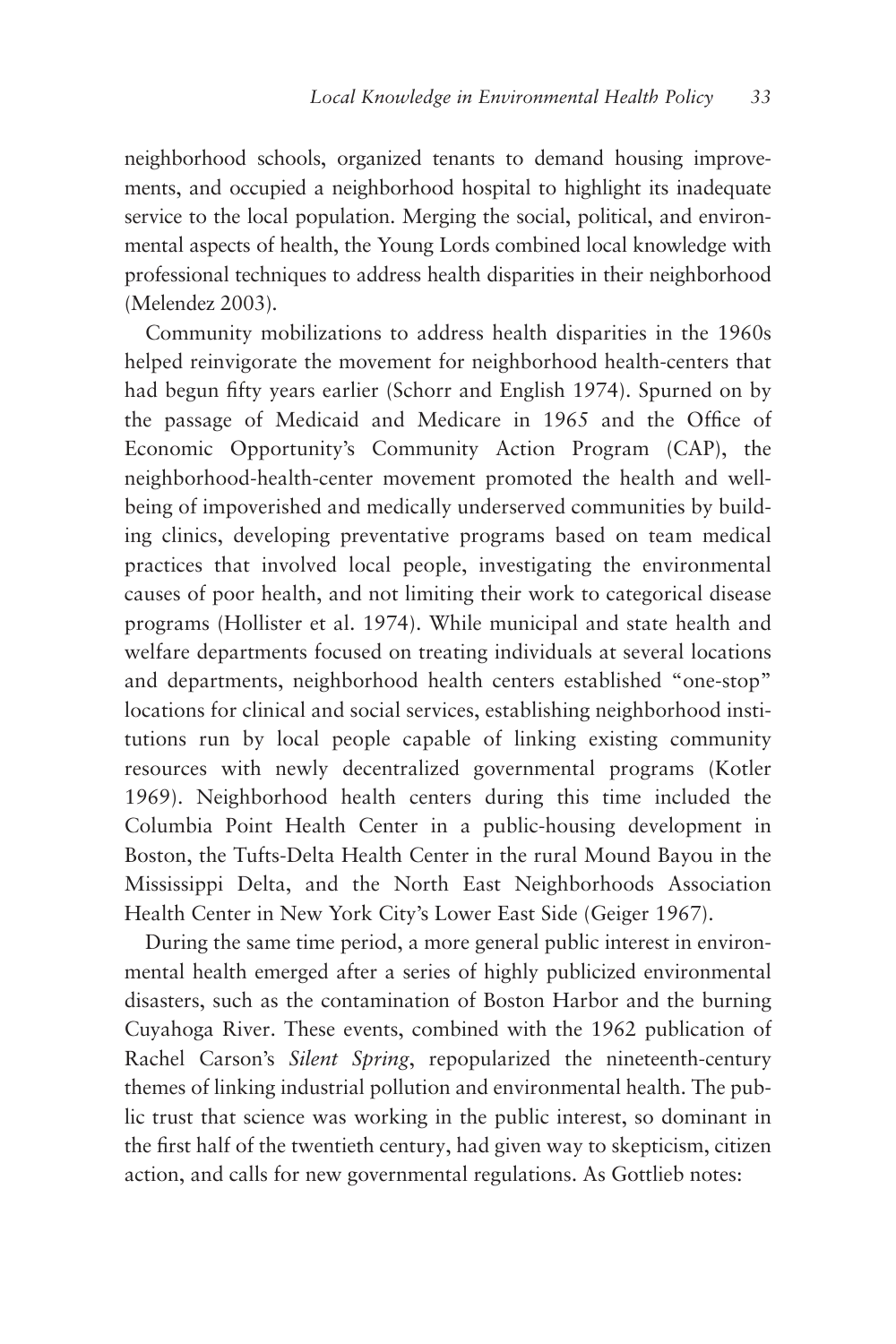neighborhood schools, organized tenants to demand housing improvements, and occupied a neighborhood hospital to highlight its inadequate service to the local population. Merging the social, political, and environmental aspects of health, the Young Lords combined local knowledge with professional techniques to address health disparities in their neighborhood (Melendez 2003).

Community mobilizations to address health disparities in the 1960s helped reinvigorate the movement for neighborhood health-centers that had begun fifty years earlier (Schorr and English 1974). Spurned on by the passage of Medicaid and Medicare in 1965 and the Office of Economic Opportunity's Community Action Program (CAP), the neighborhood-health-center movement promoted the health and well-being of impoverished and medically underserved communities by building clinics, developing preventative programs based on team medical practices that involved local people, investigating the environmental causes of poor health, and not limiting their work to categorical disease programs (Hollister et al. 1974). While municipal and state health and welfare departments focused on treating individuals at several locations and departments, neighborhood health centers established "one-stop" locations for clinical and social services, establishing neighborhood institutions run by local people capable of linking existing community resources with newly decentralized governmental programs (Kotler 1969). Neighborhood health centers during this time included the Columbia Point Health Center in a public-housing development in Boston, the Tufts-Delta Health Center in the rural Mound Bayou in the Mississippi Delta, and the North East Neighborhoods Association Health Center in New York City's Lower East Side (Geiger 1967).

During the same time period, a more general public interest in environmental health emerged after a series of highly publicized environmental disasters, such as the contamination of Boston Harbor and the burning Cuyahoga River. These events, combined with the 1962 publication of Rachel Carson's *Silent Spring*, repopularized the nineteenth-century themes of linking industrial pollution and environmental health. The public trust that science was working in the public interest, so dominant in the first half of the twentieth century, had given way to skepticism, citizen action, and calls for new governmental regulations. As Gottlieb notes: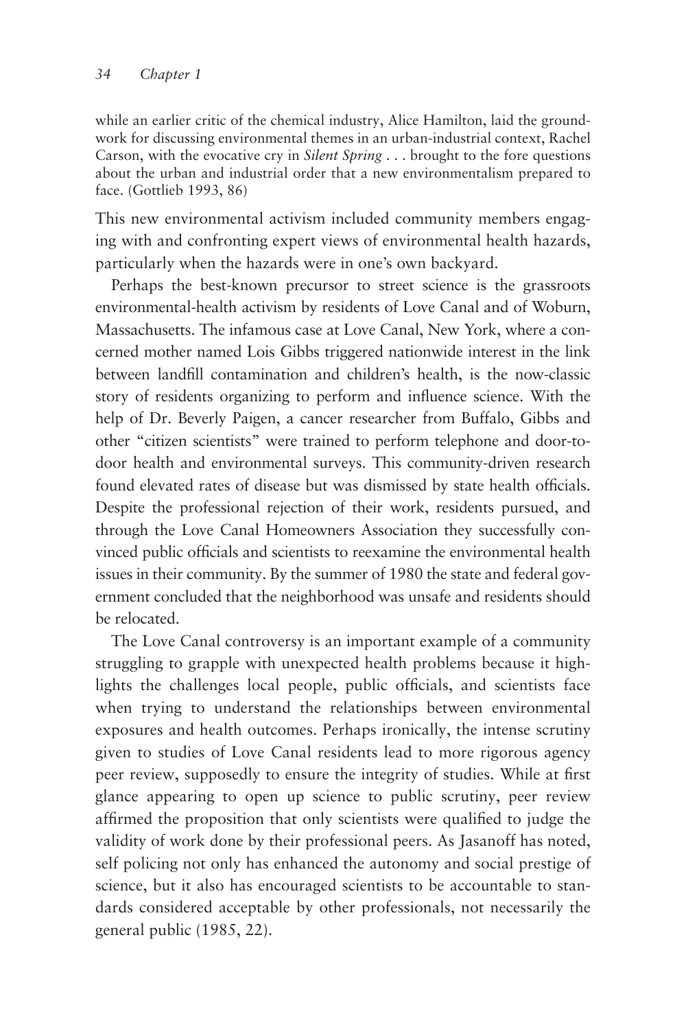while an earlier critic of the chemical industry, Alice Hamilton, laid the groundwork for discussing environmental themes in an urban-industrial context, Rachel Carson, with the evocative cry in *Silent Spring* . . . brought to the fore questions about the urban and industrial order that a new environmentalism prepared to face. (Gottlieb 1993, 86)

This new environmental activism included community members engaging with and confronting expert views of environmental health hazards, particularly when the hazards were in one's own backyard.

Perhaps the best-known precursor to street science is the grassroots environmental-health activism by residents of Love Canal and of Woburn, Massachusetts. The infamous case at Love Canal, New York, where a concerned mother named Lois Gibbs triggered nationwide interest in the link between landfill contamination and children's health, is the now-classic story of residents organizing to perform and influence science. With the help of Dr. Beverly Paigen, a cancer researcher from Buffalo, Gibbs and other "citizen scientists" were trained to perform telephone and door-to-door health and environmental surveys. This community-driven research found elevated rates of disease but was dismissed by state health officials. Despite the professional rejection of their work, residents pursued, and through the Love Canal Homeowners Association they successfully convinced public officials and scientists to reexamine the environmental health issues in their community. By the summer of 1980 the state and federal government concluded that the neighborhood was unsafe and residents should be relocated.

The Love Canal controversy is an important example of a community struggling to grapple with unexpected health problems because it highlights the challenges local people, public officials, and scientists face when trying to understand the relationships between environmental exposures and health outcomes. Perhaps ironically, the intense scrutiny given to studies of Love Canal residents lead to more rigorous agency peer review, supposedly to ensure the integrity of studies. While at first glance appearing to open up science to public scrutiny, peer review affirmed the proposition that only scientists were qualified to judge the validity of work done by their professional peers. As Jasanoff has noted, self policing not only has enhanced the autonomy and social prestige of science, but it also has encouraged scientists to be accountable to standards considered acceptable by other professionals, not necessarily the general public (1985, 22).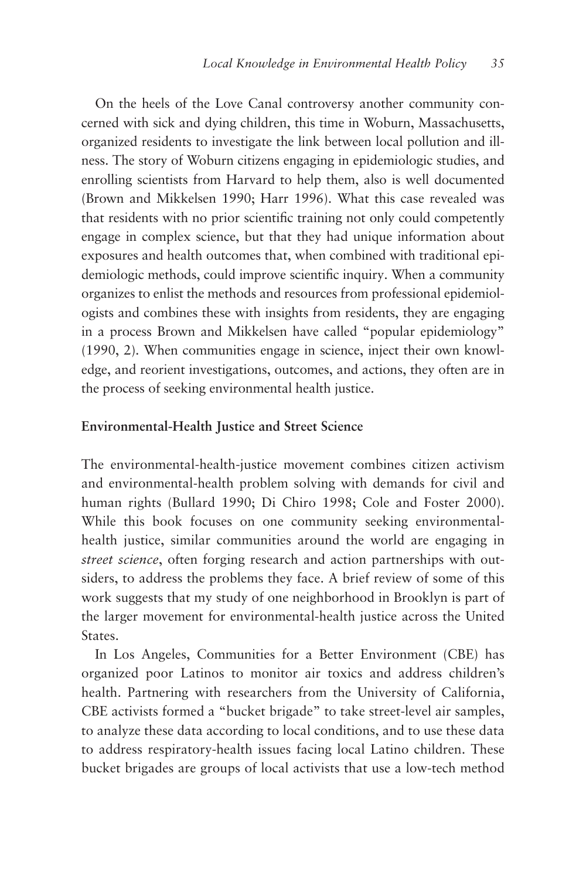On the heels of the Love Canal controversy another community concerned with sick and dying children, this time in Woburn, Massachusetts, organized residents to investigate the link between local pollution and illness. The story of Woburn citizens engaging in epidemiologic studies, and enrolling scientists from Harvard to help them, also is well documented (Brown and Mikkelsen 1990; Harr 1996). What this case revealed was that residents with no prior scientific training not only could competently engage in complex science, but that they had unique information about exposures and health outcomes that, when combined with traditional epidemiologic methods, could improve scientific inquiry. When a community organizes to enlist the methods and resources from professional epidemiologists and combines these with insights from residents, they are engaging in a process Brown and Mikkelsen have called "popular epidemiology" (1990, 2). When communities engage in science, inject their own knowledge, and reorient investigations, outcomes, and actions, they often are in the process of seeking environmental health justice.

## Environmental-Health Justice and Street Science

The environmental-health-justice movement combines citizen activism and environmental-health problem solving with demands for civil and human rights (Bullard 1990; Di Chiro 1998; Cole and Foster 2000). While this book focuses on one community seeking environmental-health justice, similar communities around the world are engaging in *street science*, often forging research and action partnerships with outsiders, to address the problems they face. A brief review of some of this work suggests that my study of one neighborhood in Brooklyn is part of the larger movement for environmental-health justice across the United States.

In Los Angeles, Communities for a Better Environment (CBE) has organized poor Latinos to monitor air toxics and address children's health. Partnering with researchers from the University of California, CBE activists formed a "bucket brigade" to take street-level air samples, to analyze these data according to local conditions, and to use these data to address respiratory-health issues facing local Latino children. These bucket brigades are groups of local activists that use a low-tech method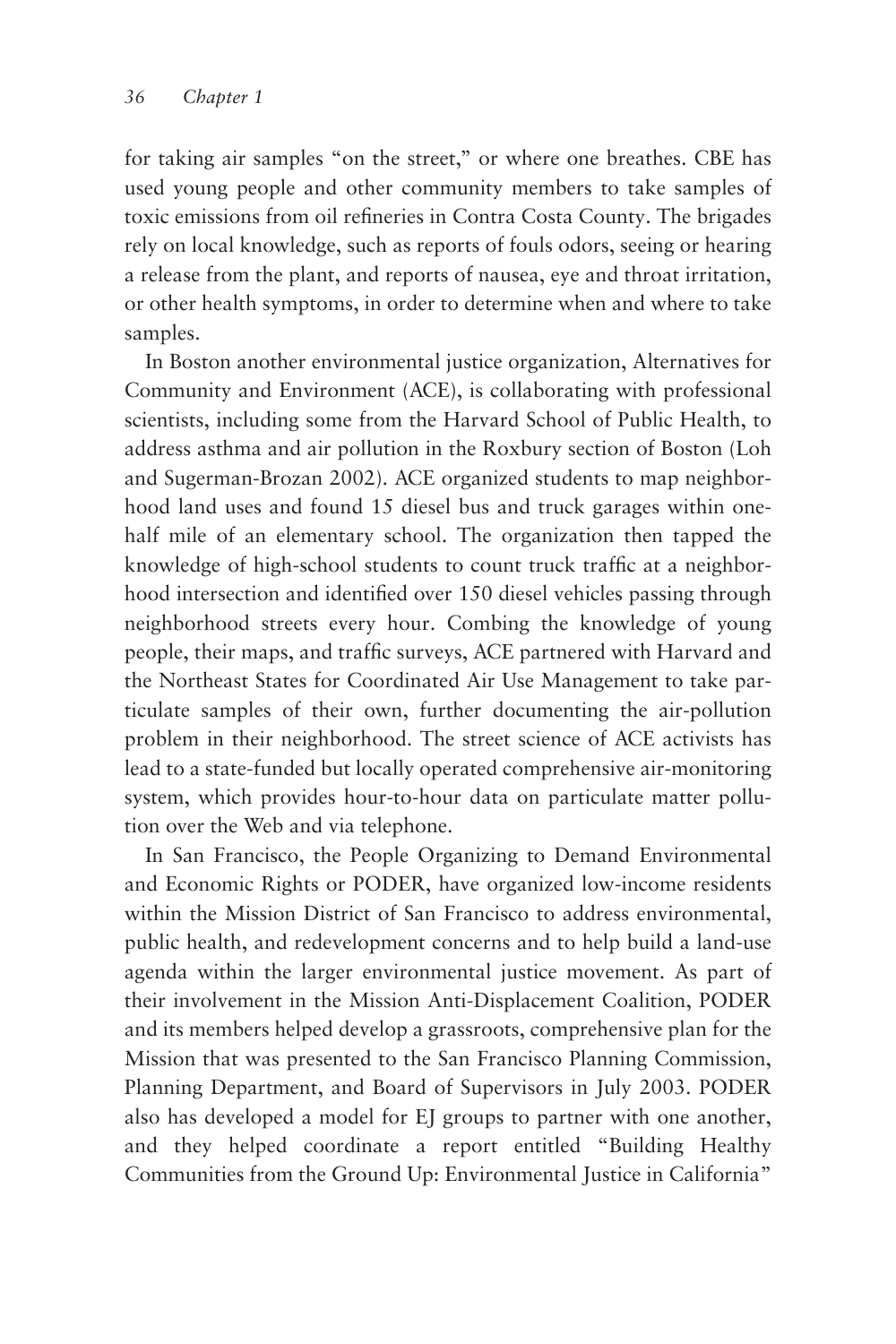for taking air samples "on the street," or where one breathes. CBE has used young people and other community members to take samples of toxic emissions from oil refineries in Contra Costa County. The brigades rely on local knowledge, such as reports of fouls odors, seeing or hearing a release from the plant, and reports of nausea, eye and throat irritation, or other health symptoms, in order to determine when and where to take samples.

In Boston another environmental justice organization, Alternatives for Community and Environment (ACE), is collaborating with professional scientists, including some from the Harvard School of Public Health, to address asthma and air pollution in the Roxbury section of Boston (Loh and Sugerman-Brozan 2002). ACE organized students to map neighborhood land uses and found 15 diesel bus and truck garages within one-half mile of an elementary school. The organization then tapped the knowledge of high-school students to count truck traffic at a neighborhood intersection and identified over 150 diesel vehicles passing through neighborhood streets every hour. Combing the knowledge of young people, their maps, and traffic surveys, ACE partnered with Harvard and the Northeast States for Coordinated Air Use Management to take particulate samples of their own, further documenting the air-pollution problem in their neighborhood. The street science of ACE activists has lead to a state-funded but locally operated comprehensive air-monitoring system, which provides hour-to-hour data on particulate matter pollution over the Web and via telephone.

In San Francisco, the People Organizing to Demand Environmental and Economic Rights or PODER, have organized low-income residents within the Mission District of San Francisco to address environmental, public health, and redevelopment concerns and to help build a land-use agenda within the larger environmental justice movement. As part of their involvement in the Mission Anti-Displacement Coalition, PODER and its members helped develop a grassroots, comprehensive plan for the Mission that was presented to the San Francisco Planning Commission, Planning Department, and Board of Supervisors in July 2003. PODER also has developed a model for EJ groups to partner with one another, and they helped coordinate a report entitled "Building Healthy Communities from the Ground Up: Environmental Justice in California"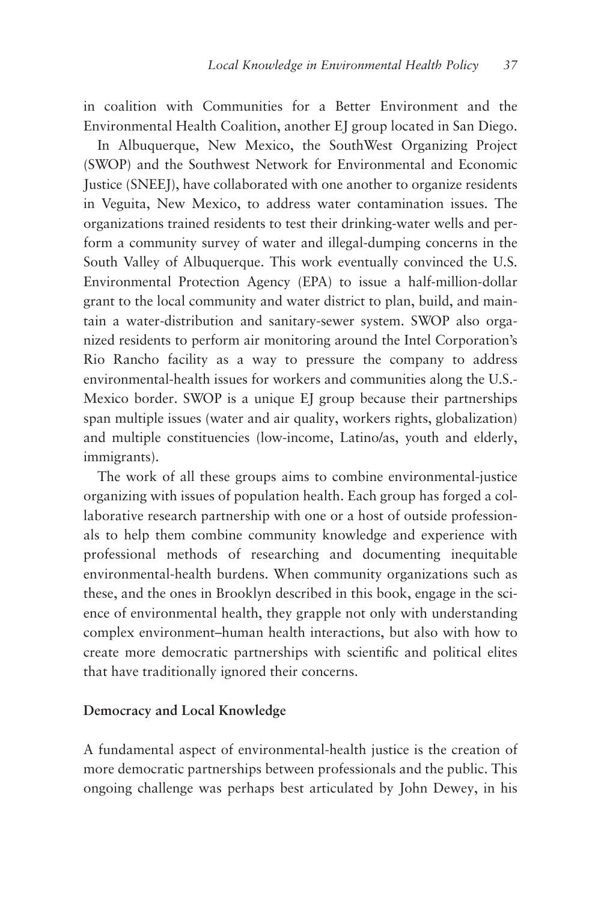in coalition with Communities for a Better Environment and the Environmental Health Coalition, another EJ group located in San Diego.

In Albuquerque, New Mexico, the SouthWest Organizing Project (SWOP) and the Southwest Network for Environmental and Economic Justice (SNEEJ), have collaborated with one another to organize residents in Veguita, New Mexico, to address water contamination issues. The organizations trained residents to test their drinking-water wells and perform a community survey of water and illegal-dumping concerns in the South Valley of Albuquerque. This work eventually convinced the U.S. Environmental Protection Agency (EPA) to issue a half-million-dollar grant to the local community and water district to plan, build, and maintain a water-distribution and sanitary-sewer system. SWOP also organized residents to perform air monitoring around the Intel Corporation's Rio Rancho facility as a way to pressure the company to address environmental-health issues for workers and communities along the U.S.-Mexico border. SWOP is a unique EJ group because their partnerships span multiple issues (water and air quality, workers rights, globalization) and multiple constituencies (low-income, Latino/as, youth and elderly, immigrants).

The work of all these groups aims to combine environmental-justice organizing with issues of population health. Each group has forged a collaborative research partnership with one or a host of outside professionals to help them combine community knowledge and experience with professional methods of researching and documenting inequitable environmental-health burdens. When community organizations such as these, and the ones in Brooklyn described in this book, engage in the science of environmental health, they grapple not only with understanding complex environment–human health interactions, but also with how to create more democratic partnerships with scientific and political elites that have traditionally ignored their concerns.

### Democracy and Local Knowledge

A fundamental aspect of environmental-health justice is the creation of more democratic partnerships between professionals and the public. This ongoing challenge was perhaps best articulated by John Dewey, in his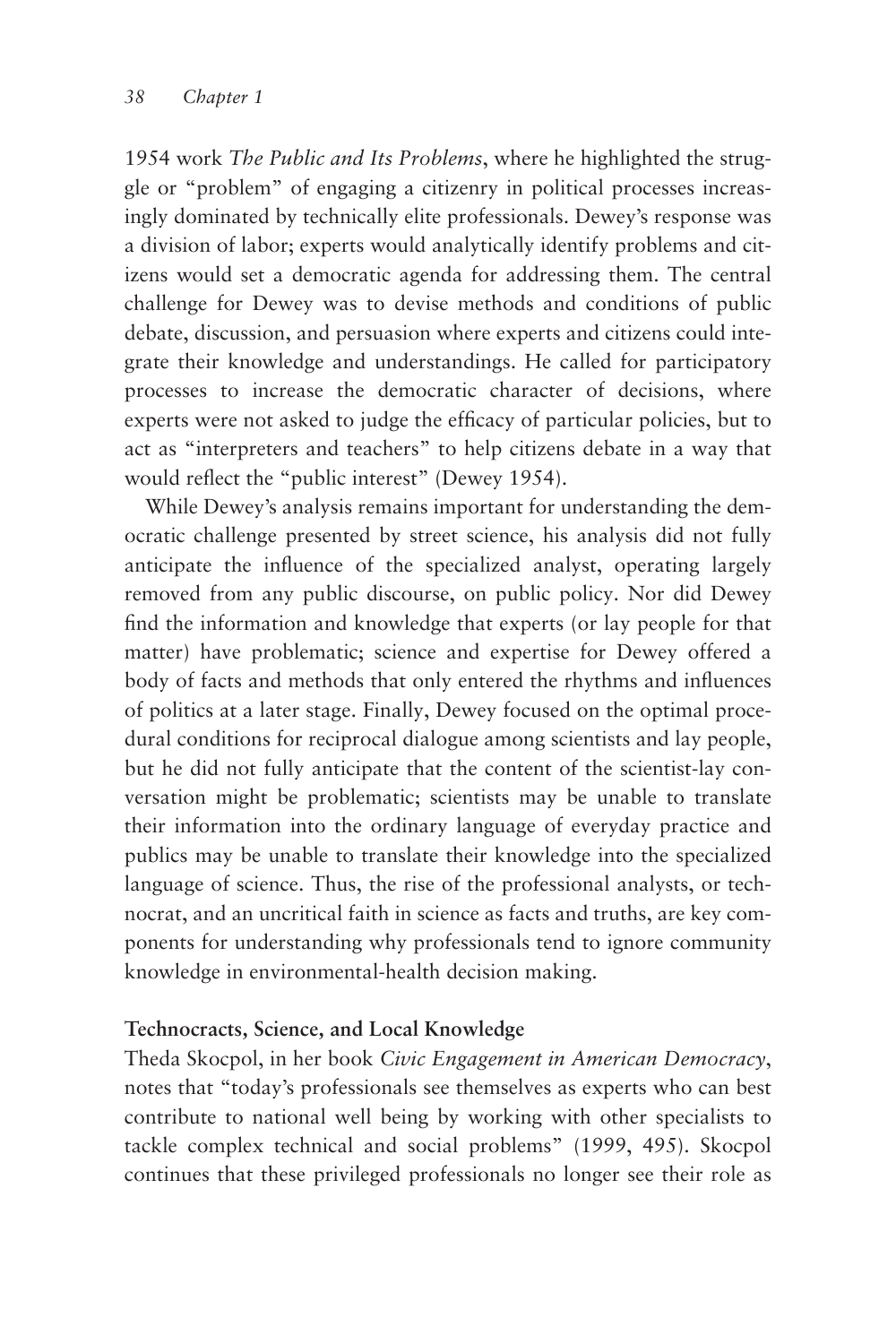1954 work *The Public and Its Problems*, where he highlighted the struggle or "problem" of engaging a citizenry in political processes increasingly dominated by technically elite professionals. Dewey's response was a division of labor; experts would analytically identify problems and citizens would set a democratic agenda for addressing them. The central challenge for Dewey was to devise methods and conditions of public debate, discussion, and persuasion where experts and citizens could integrate their knowledge and understandings. He called for participatory processes to increase the democratic character of decisions, where experts were not asked to judge the efficacy of particular policies, but to act as "interpreters and teachers" to help citizens debate in a way that would reflect the "public interest" (Dewey 1954).

While Dewey's analysis remains important for understanding the democratic challenge presented by street science, his analysis did not fully anticipate the influence of the specialized analyst, operating largely removed from any public discourse, on public policy. Nor did Dewey find the information and knowledge that experts (or lay people for that matter) have problematic; science and expertise for Dewey offered a body of facts and methods that only entered the rhythms and influences of politics at a later stage. Finally, Dewey focused on the optimal procedural conditions for reciprocal dialogue among scientists and lay people, but he did not fully anticipate that the content of the scientist-lay conversation might be problematic; scientists may be unable to translate their information into the ordinary language of everyday practice and publics may be unable to translate their knowledge into the specialized language of science. Thus, the rise of the professional analysts, or technocrat, and an uncritical faith in science as facts and truths, are key components for understanding why professionals tend to ignore community knowledge in environmental-health decision making.

### Technocracts, Science, and Local Knowledge

Theda Skocpol, in her book *Civic Engagement in American Democracy*, notes that "today's professionals see themselves as experts who can best contribute to national well being by working with other specialists to tackle complex technical and social problems" (1999, 495). Skocpol continues that these privileged professionals no longer see their role as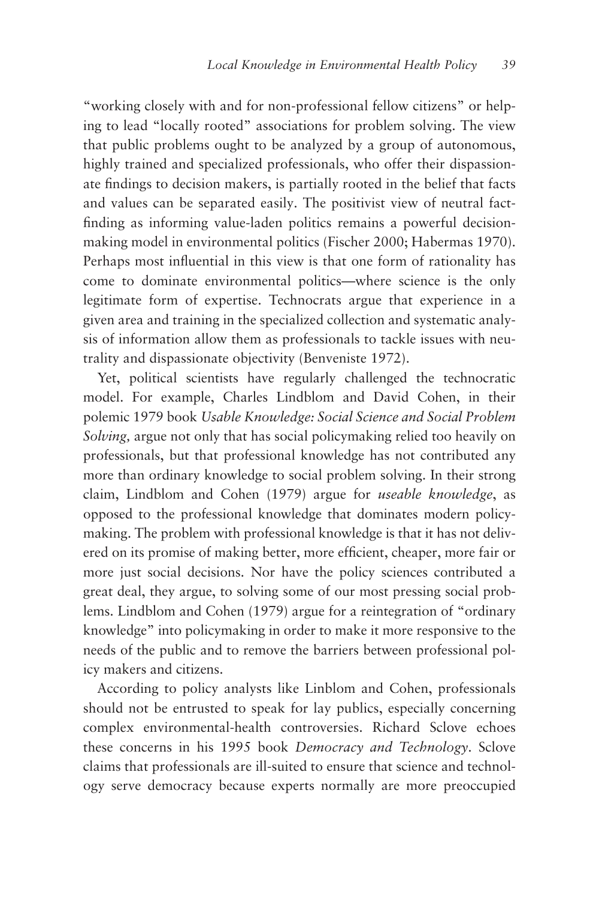"working closely with and for non-professional fellow citizens" or helping to lead "locally rooted" associations for problem solving. The view that public problems ought to be analyzed by a group of autonomous, highly trained and specialized professionals, who offer their dispassionate findings to decision makers, is partially rooted in the belief that facts and values can be separated easily. The positivist view of neutral fact-finding as informing value-laden politics remains a powerful decision-making model in environmental politics (Fischer 2000; Habermas 1970). Perhaps most influential in this view is that one form of rationality has come to dominate environmental politics—where science is the only legitimate form of expertise. Technocrats argue that experience in a given area and training in the specialized collection and systematic analysis of information allow them as professionals to tackle issues with neutrality and dispassionate objectivity (Benveniste 1972).

Yet, political scientists have regularly challenged the technocratic model. For example, Charles Lindblom and David Cohen, in their polemic 1979 book *Usable Knowledge: Social Science and Social Problem Solving,* argue not only that has social policymaking relied too heavily on professionals, but that professional knowledge has not contributed any more than ordinary knowledge to social problem solving. In their strong claim, Lindblom and Cohen (1979) argue for *useable knowledge*, as opposed to the professional knowledge that dominates modern policymaking. The problem with professional knowledge is that it has not delivered on its promise of making better, more efficient, cheaper, more fair or more just social decisions. Nor have the policy sciences contributed a great deal, they argue, to solving some of our most pressing social problems. Lindblom and Cohen (1979) argue for a reintegration of "ordinary knowledge" into policymaking in order to make it more responsive to the needs of the public and to remove the barriers between professional policy makers and citizens.

According to policy analysts like Linblom and Cohen, professionals should not be entrusted to speak for lay publics, especially concerning complex environmental-health controversies. Richard Sclove echoes these concerns in his 1995 book *Democracy and Technology*. Sclove claims that professionals are ill-suited to ensure that science and technology serve democracy because experts normally are more preoccupied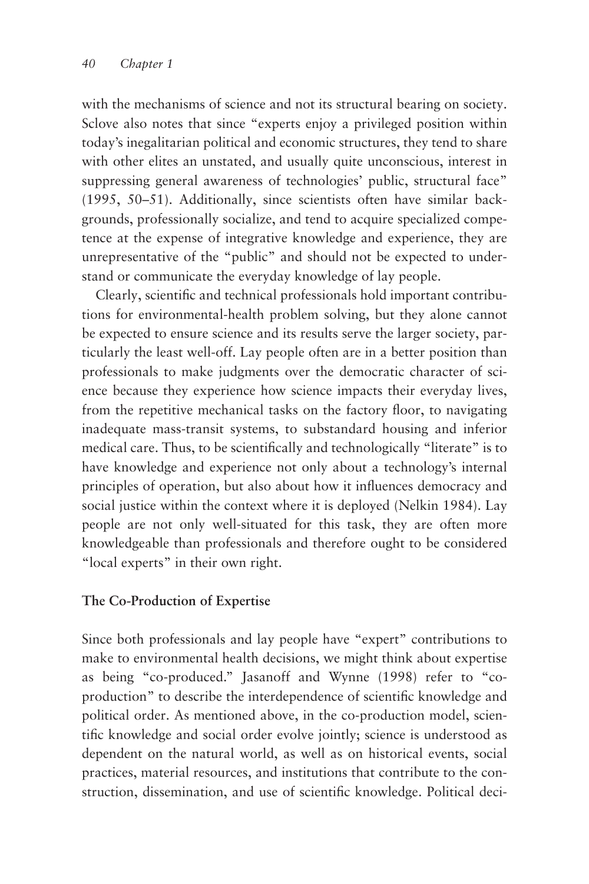with the mechanisms of science and not its structural bearing on society. Sclove also notes that since "experts enjoy a privileged position within today's inegalitarian political and economic structures, they tend to share with other elites an unstated, and usually quite unconscious, interest in suppressing general awareness of technologies' public, structural face" (1995, 50–51). Additionally, since scientists often have similar backgrounds, professionally socialize, and tend to acquire specialized competence at the expense of integrative knowledge and experience, they are unrepresentative of the "public" and should not be expected to understand or communicate the everyday knowledge of lay people.

Clearly, scientific and technical professionals hold important contributions for environmental-health problem solving, but they alone cannot be expected to ensure science and its results serve the larger society, particularly the least well-off. Lay people often are in a better position than professionals to make judgments over the democratic character of science because they experience how science impacts their everyday lives, from the repetitive mechanical tasks on the factory floor, to navigating inadequate mass-transit systems, to substandard housing and inferior medical care. Thus, to be scientifically and technologically "literate" is to have knowledge and experience not only about a technology's internal principles of operation, but also about how it influences democracy and social justice within the context where it is deployed (Nelkin 1984). Lay people are not only well-situated for this task, they are often more knowledgeable than professionals and therefore ought to be considered "local experts" in their own right.

## The Co-Production of Expertise

Since both professionals and lay people have "expert" contributions to make to environmental health decisions, we might think about expertise as being "co-produced." Jasanoff and Wynne (1998) refer to "co-production" to describe the interdependence of scientific knowledge and political order. As mentioned above, in the co-production model, scientific knowledge and social order evolve jointly; science is understood as dependent on the natural world, as well as on historical events, social practices, material resources, and institutions that contribute to the construction, dissemination, and use of scientific knowledge. Political deci-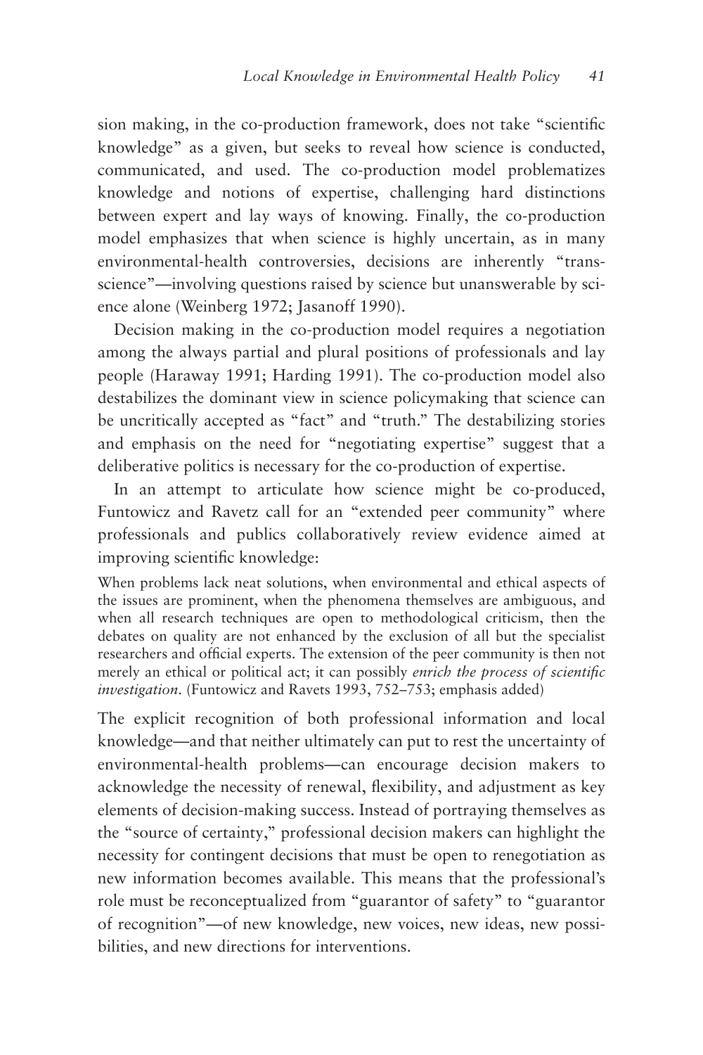sion making, in the co-production framework, does not take "scientific knowledge" as a given, but seeks to reveal how science is conducted, communicated, and used. The co-production model problematizes knowledge and notions of expertise, challenging hard distinctions between expert and lay ways of knowing. Finally, the co-production model emphasizes that when science is highly uncertain, as in many environmental-health controversies, decisions are inherently "trans-science"—involving questions raised by science but unanswerable by science alone (Weinberg 1972; Jasanoff 1990).

Decision making in the co-production model requires a negotiation among the always partial and plural positions of professionals and lay people (Haraway 1991; Harding 1991). The co-production model also destabilizes the dominant view in science policymaking that science can be uncritically accepted as "fact" and "truth." The destabilizing stories and emphasis on the need for "negotiating expertise" suggest that a deliberative politics is necessary for the co-production of expertise.

In an attempt to articulate how science might be co-produced, Funtowicz and Ravetz call for an "extended peer community" where professionals and publics collaboratively review evidence aimed at improving scientific knowledge:

> When problems lack neat solutions, when environmental and ethical aspects of the issues are prominent, when the phenomena themselves are ambiguous, and when all research techniques are open to methodological criticism, then the debates on quality are not enhanced by the exclusion of all but the specialist researchers and official experts. The extension of the peer community is then not merely an ethical or political act; it can possibly *enrich the process of scientific investigation*. (Funtowicz and Ravets 1993, 752–753; emphasis added)

The explicit recognition of both professional information and local knowledge—and that neither ultimately can put to rest the uncertainty of environmental-health problems—can encourage decision makers to acknowledge the necessity of renewal, flexibility, and adjustment as key elements of decision-making success. Instead of portraying themselves as the "source of certainty," professional decision makers can highlight the necessity for contingent decisions that must be open to renegotiation as new information becomes available. This means that the professional's role must be reconceptualized from "guarantor of safety" to "guarantor of recognition"—of new knowledge, new voices, new ideas, new possibilities, and new directions for interventions.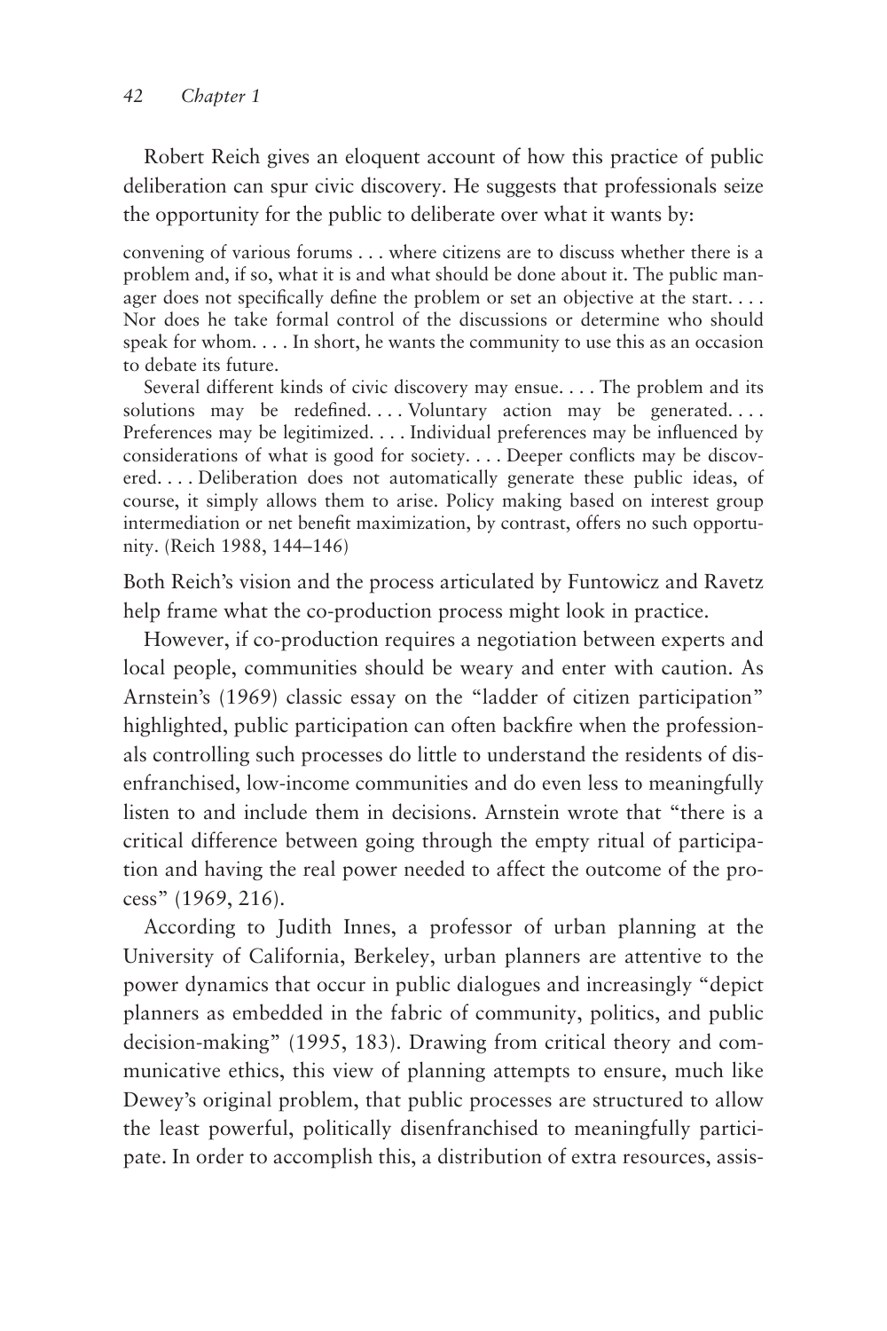Robert Reich gives an eloquent account of how this practice of public deliberation can spur civic discovery. He suggests that professionals seize the opportunity for the public to deliberate over what it wants by:

> convening of various forums . . . where citizens are to discuss whether there is a problem and, if so, what it is and what should be done about it. The public manager does not specifically define the problem or set an objective at the start. . . . Nor does he take formal control of the discussions or determine who should speak for whom. . . . In short, he wants the community to use this as an occasion to debate its future.
>
> Several different kinds of civic discovery may ensue. . . . The problem and its solutions may be redefined. . . . Voluntary action may be generated. . . . Preferences may be legitimized. . . . Individual preferences may be influenced by considerations of what is good for society. . . . Deeper conflicts may be discovered. . . . Deliberation does not automatically generate these public ideas, of course, it simply allows them to arise. Policy making based on interest group intermediation or net benefit maximization, by contrast, offers no such opportunity. (Reich 1988, 144–146)

Both Reich's vision and the process articulated by Funtowicz and Ravetz help frame what the co-production process might look in practice.

However, if co-production requires a negotiation between experts and local people, communities should be weary and enter with caution. As Arnstein's (1969) classic essay on the "ladder of citizen participation" highlighted, public participation can often backfire when the professionals controlling such processes do little to understand the residents of disenfranchised, low-income communities and do even less to meaningfully listen to and include them in decisions. Arnstein wrote that "there is a critical difference between going through the empty ritual of participation and having the real power needed to affect the outcome of the process" (1969, 216).

According to Judith Innes, a professor of urban planning at the University of California, Berkeley, urban planners are attentive to the power dynamics that occur in public dialogues and increasingly "depict planners as embedded in the fabric of community, politics, and public decision-making" (1995, 183). Drawing from critical theory and communicative ethics, this view of planning attempts to ensure, much like Dewey's original problem, that public processes are structured to allow the least powerful, politically disenfranchised to meaningfully participate. In order to accomplish this, a distribution of extra resources, assis-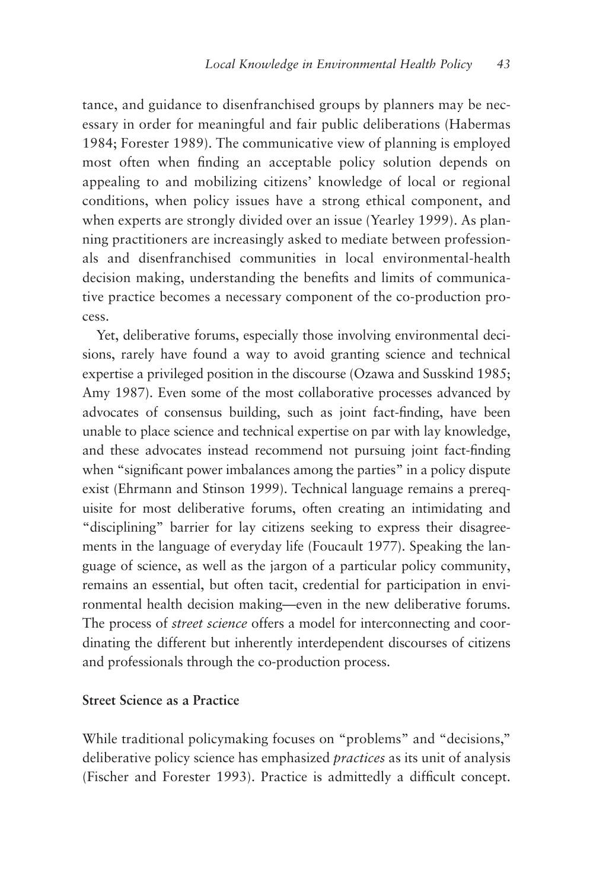tance, and guidance to disenfranchised groups by planners may be necessary in order for meaningful and fair public deliberations (Habermas 1984; Forester 1989). The communicative view of planning is employed most often when finding an acceptable policy solution depends on appealing to and mobilizing citizens' knowledge of local or regional conditions, when policy issues have a strong ethical component, and when experts are strongly divided over an issue (Yearley 1999). As planning practitioners are increasingly asked to mediate between professionals and disenfranchised communities in local environmental-health decision making, understanding the benefits and limits of communicative practice becomes a necessary component of the co-production process.

Yet, deliberative forums, especially those involving environmental decisions, rarely have found a way to avoid granting science and technical expertise a privileged position in the discourse (Ozawa and Susskind 1985; Amy 1987). Even some of the most collaborative processes advanced by advocates of consensus building, such as joint fact-finding, have been unable to place science and technical expertise on par with lay knowledge, and these advocates instead recommend not pursuing joint fact-finding when "significant power imbalances among the parties" in a policy dispute exist (Ehrmann and Stinson 1999). Technical language remains a prerequisite for most deliberative forums, often creating an intimidating and "disciplining" barrier for lay citizens seeking to express their disagreements in the language of everyday life (Foucault 1977). Speaking the language of science, as well as the jargon of a particular policy community, remains an essential, but often tacit, credential for participation in environmental health decision making—even in the new deliberative forums. The process of *street science* offers a model for interconnecting and coordinating the different but inherently interdependent discourses of citizens and professionals through the co-production process.

### Street Science as a Practice

While traditional policymaking focuses on "problems" and "decisions," deliberative policy science has emphasized *practices* as its unit of analysis (Fischer and Forester 1993). Practice is admittedly a difficult concept.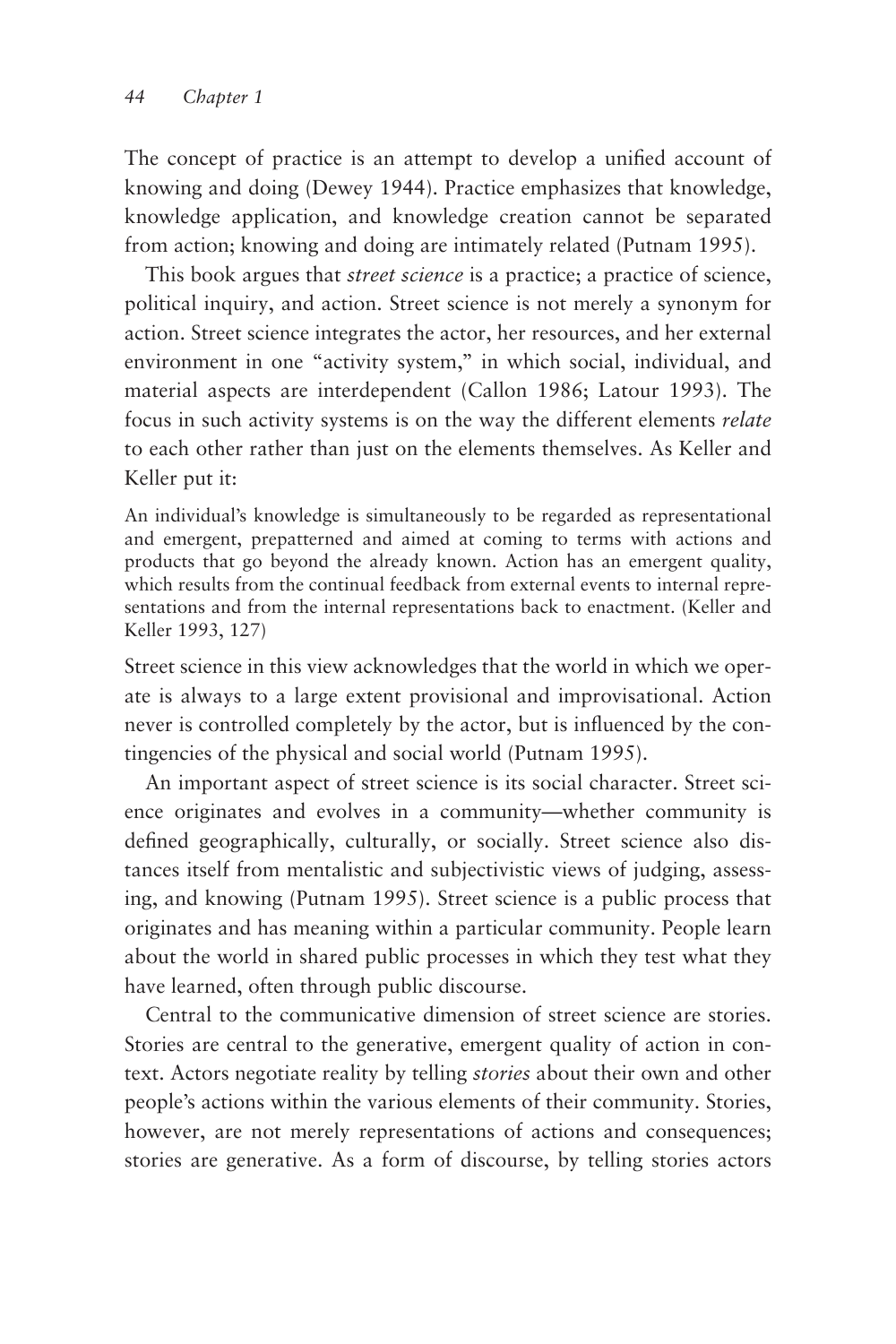The concept of practice is an attempt to develop a unified account of knowing and doing (Dewey 1944). Practice emphasizes that knowledge, knowledge application, and knowledge creation cannot be separated from action; knowing and doing are intimately related (Putnam 1995).

This book argues that *street science* is a practice; a practice of science, political inquiry, and action. Street science is not merely a synonym for action. Street science integrates the actor, her resources, and her external environment in one "activity system," in which social, individual, and material aspects are interdependent (Callon 1986; Latour 1993). The focus in such activity systems is on the way the different elements *relate* to each other rather than just on the elements themselves. As Keller and Keller put it:

> An individual's knowledge is simultaneously to be regarded as representational and emergent, prepatterned and aimed at coming to terms with actions and products that go beyond the already known. Action has an emergent quality, which results from the continual feedback from external events to internal representations and from the internal representations back to enactment. (Keller and Keller 1993, 127)

Street science in this view acknowledges that the world in which we operate is always to a large extent provisional and improvisational. Action never is controlled completely by the actor, but is influenced by the contingencies of the physical and social world (Putnam 1995).

An important aspect of street science is its social character. Street science originates and evolves in a community—whether community is defined geographically, culturally, or socially. Street science also distances itself from mentalistic and subjectivistic views of judging, assessing, and knowing (Putnam 1995). Street science is a public process that originates and has meaning within a particular community. People learn about the world in shared public processes in which they test what they have learned, often through public discourse.

Central to the communicative dimension of street science are stories. Stories are central to the generative, emergent quality of action in context. Actors negotiate reality by telling *stories* about their own and other people's actions within the various elements of their community. Stories, however, are not merely representations of actions and consequences; stories are generative. As a form of discourse, by telling stories actors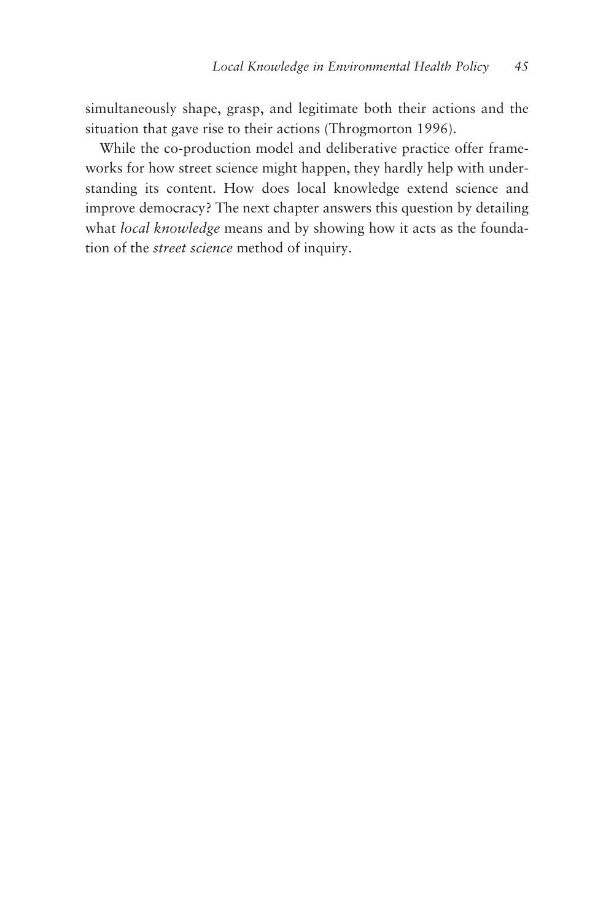simultaneously shape, grasp, and legitimate both their actions and the situation that gave rise to their actions (Throgmorton 1996).

While the co-production model and deliberative practice offer frameworks for how street science might happen, they hardly help with understanding its content. How does local knowledge extend science and improve democracy? The next chapter answers this question by detailing what *local knowledge* means and by showing how it acts as the foundation of the *street science* method of inquiry.